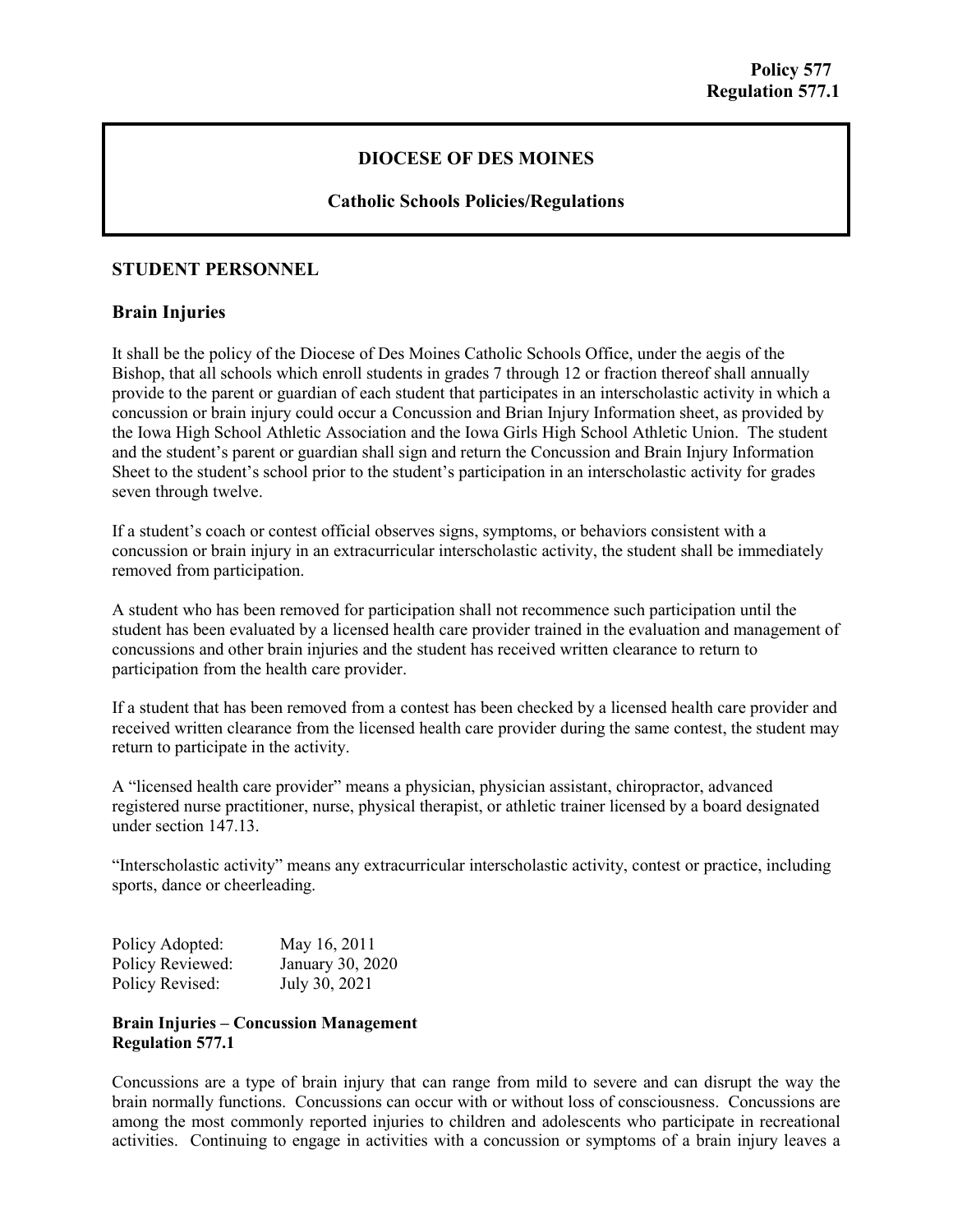**Policy 577**
**Regulation 577.1**

**DIOCESE OF DES MOINES**

**Catholic Schools Policies/Regulations**

## STUDENT PERSONNEL

### Brain Injuries

It shall be the policy of the Diocese of Des Moines Catholic Schools Office, under the aegis of the Bishop, that all schools which enroll students in grades 7 through 12 or fraction thereof shall annually provide to the parent or guardian of each student that participates in an interscholastic activity in which a concussion or brain injury could occur a Concussion and Brian Injury Information sheet, as provided by the Iowa High School Athletic Association and the Iowa Girls High School Athletic Union. The student and the student's parent or guardian shall sign and return the Concussion and Brain Injury Information Sheet to the student's school prior to the student's participation in an interscholastic activity for grades seven through twelve.

If a student's coach or contest official observes signs, symptoms, or behaviors consistent with a concussion or brain injury in an extracurricular interscholastic activity, the student shall be immediately removed from participation.

A student who has been removed for participation shall not recommence such participation until the student has been evaluated by a licensed health care provider trained in the evaluation and management of concussions and other brain injuries and the student has received written clearance to return to participation from the health care provider.

If a student that has been removed from a contest has been checked by a licensed health care provider and received written clearance from the licensed health care provider during the same contest, the student may return to participate in the activity.

A "licensed health care provider" means a physician, physician assistant, chiropractor, advanced registered nurse practitioner, nurse, physical therapist, or athletic trainer licensed by a board designated under section 147.13.

"Interscholastic activity" means any extracurricular interscholastic activity, contest or practice, including sports, dance or cheerleading.

| | |
|---|---|
| Policy Adopted: | May 16, 2011 |
| Policy Reviewed: | January 30, 2020 |
| Policy Revised: | July 30, 2021 |

**Brain Injuries – Concussion Management**
**Regulation 577.1**

Concussions are a type of brain injury that can range from mild to severe and can disrupt the way the brain normally functions. Concussions can occur with or without loss of consciousness. Concussions are among the most commonly reported injuries to children and adolescents who participate in recreational activities. Continuing to engage in activities with a concussion or symptoms of a brain injury leaves a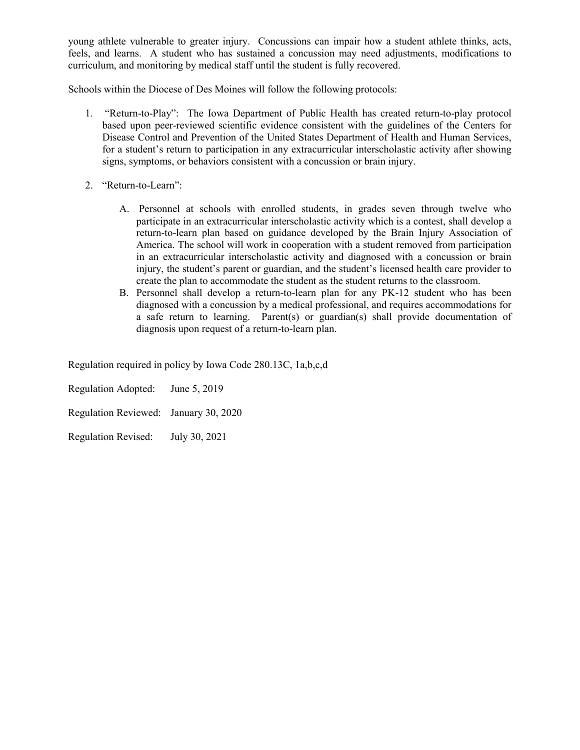young athlete vulnerable to greater injury. Concussions can impair how a student athlete thinks, acts, feels, and learns. A student who has sustained a concussion may need adjustments, modifications to curriculum, and monitoring by medical staff until the student is fully recovered.

Schools within the Diocese of Des Moines will follow the following protocols:

1. "Return-to-Play": The Iowa Department of Public Health has created return-to-play protocol based upon peer-reviewed scientific evidence consistent with the guidelines of the Centers for Disease Control and Prevention of the United States Department of Health and Human Services, for a student's return to participation in any extracurricular interscholastic activity after showing signs, symptoms, or behaviors consistent with a concussion or brain injury.

2. "Return-to-Learn":

   A. Personnel at schools with enrolled students, in grades seven through twelve who participate in an extracurricular interscholastic activity which is a contest, shall develop a return-to-learn plan based on guidance developed by the Brain Injury Association of America. The school will work in cooperation with a student removed from participation in an extracurricular interscholastic activity and diagnosed with a concussion or brain injury, the student's parent or guardian, and the student's licensed health care provider to create the plan to accommodate the student as the student returns to the classroom.

   B. Personnel shall develop a return-to-learn plan for any PK-12 student who has been diagnosed with a concussion by a medical professional, and requires accommodations for a safe return to learning. Parent(s) or guardian(s) shall provide documentation of diagnosis upon request of a return-to-learn plan.

Regulation required in policy by Iowa Code 280.13C, 1a,b,c,d

Regulation Adopted: June 5, 2019

Regulation Reviewed: January 30, 2020

Regulation Revised: July 30, 2021